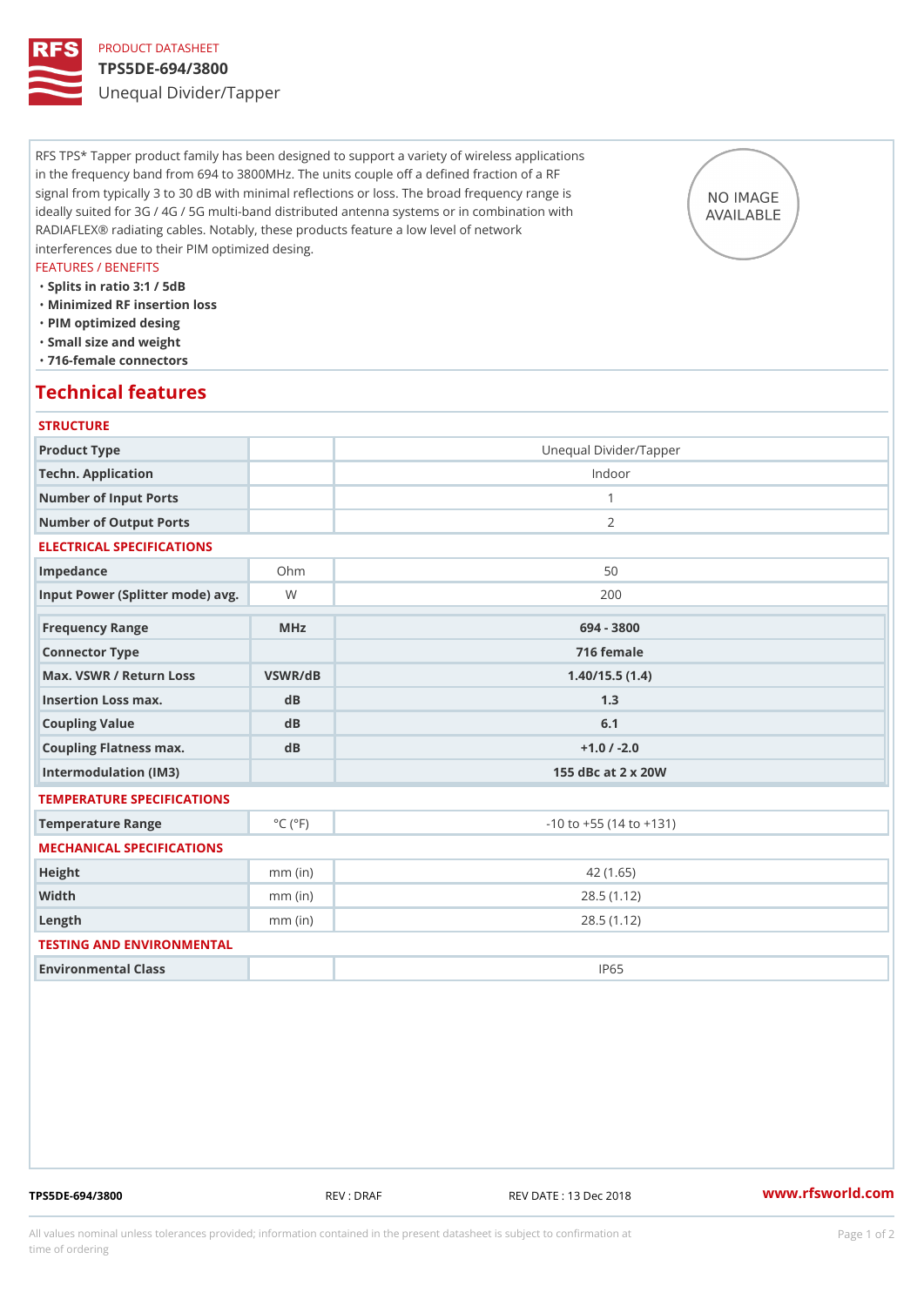PRODUCT DATASHEET

# TPS5DE-694/3800

## Unequal Divider/Tapper

RFS TPS* Tapper product family has been designed to support a variety of wireless applications in the frequency band from 694 to 3800MHz. The units couple off a defined fraction of a RF signal from typically 3 to 30 dB with minimal reflections or loss. The broad frequency range is ideally suited for 3G / 4G / 5G multi-band distributed antenna systems or in combination with RADIAFLEX® radiating cables. Notably, these products feature a low level of network interferences due to their PIM optimized desing.

NO IMAGE AVAILABLE

FEATURES / BENEFITS

- Splits in ratio 3:1 / 5dB
- Minimized RF insertion loss
- PIM optimized desing
- Small size and weight
- 716-female connectors

## Technical features

### STRUCTURE

| | | |
|---|---|---|
| Product Type | | Unequal Divider/Tapper |
| Techn. Application | | Indoor |
| Number of Input Ports | | 1 |
| Number of Output Ports | | 2 |

### ELECTRICAL SPECIFICATIONS

| | | |
|---|---|---|
| Impedance | Ohm | 50 |
| Input Power (Splitter mode) avg. | W | 200 |

| | | |
|---|---|---|
| Frequency Range | MHz | 694 - 3800 |
| Connector Type | | 716 female |
| Max. VSWR / Return Loss | VSWR/dB | 1.40/15.5 (1.4) |
| Insertion Loss max. | dB | 1.3 |
| Coupling Value | dB | 6.1 |
| Coupling Flatness max. | dB | +1.0 / -2.0 |
| Intermodulation (IM3) | | 155 dBc at 2 x 20W |

### TEMPERATURE SPECIFICATIONS

| | | |
|---|---|---|
| Temperature Range | °C (°F) | -10 to +55 (14 to +131) |

### MECHANICAL SPECIFICATIONS

| | | |
|---|---|---|
| Height | mm (in) | 42 (1.65) |
| Width | mm (in) | 28.5 (1.12) |
| Length | mm (in) | 28.5 (1.12) |

### TESTING AND ENVIRONMENTAL

| | | |
|---|---|---|
| Environmental Class | | IP65 |

TPS5DE-694/3800 REV : DRAF REV DATE : 13 Dec 2018 www.rfsworld.com

All values nominal unless tolerances provided; information contained in the present datasheet is subject to confirmation at time of ordering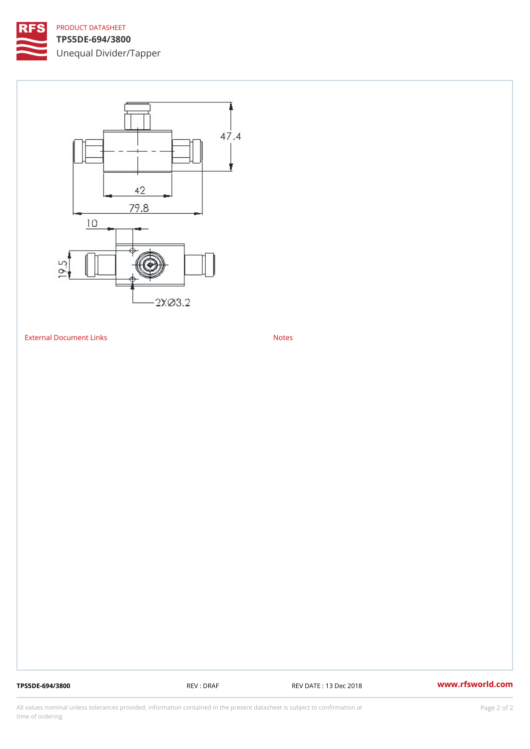External Document Links

Notes

All values nominal unless tolerances provided; information contained in the present datasheet is subject to confirmation at time of ordering